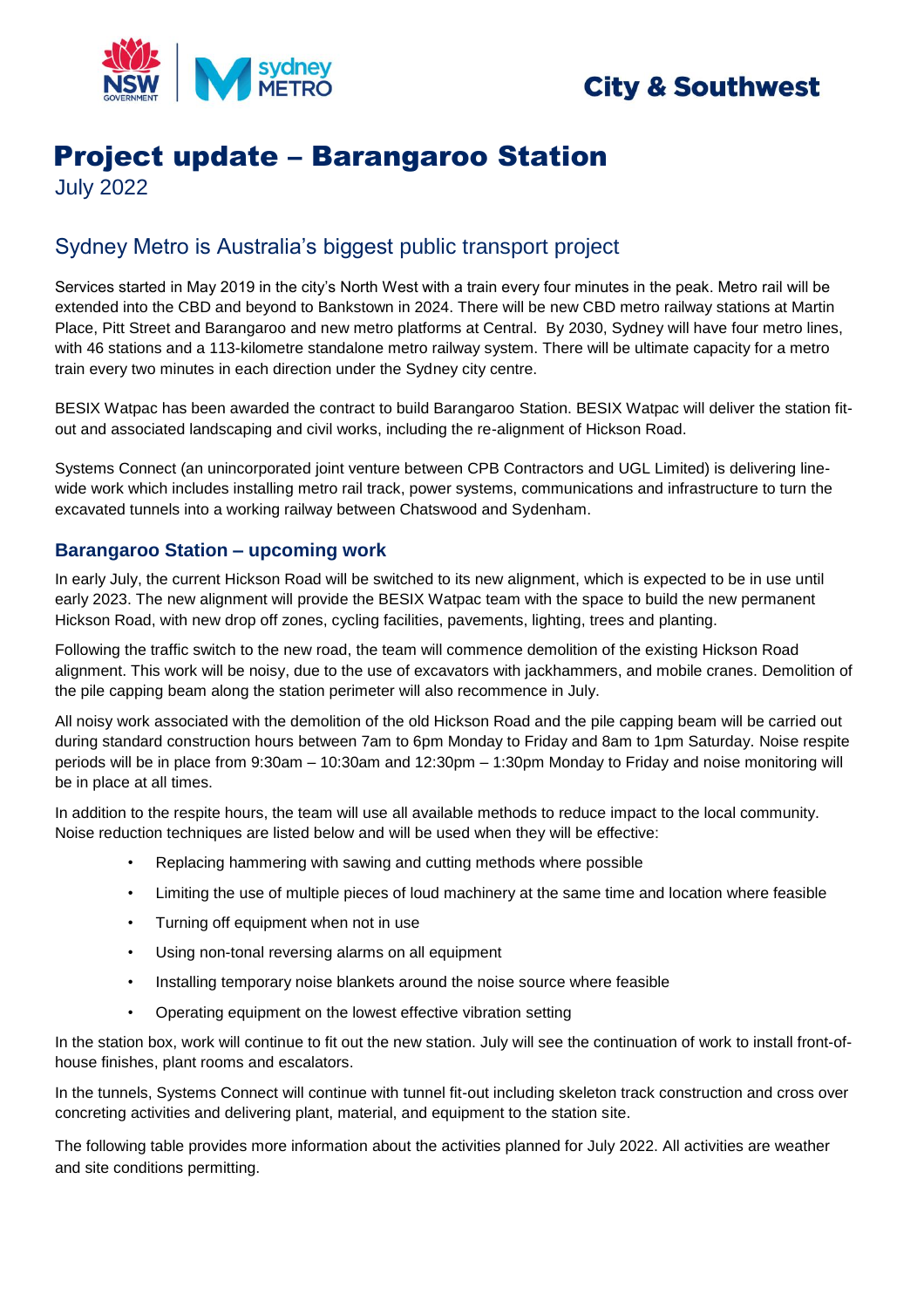City & Southwest

# Project update – Barangaroo Station

July 2022

## Sydney Metro is Australia's biggest public transport project

Services started in May 2019 in the city's North West with a train every four minutes in the peak. Metro rail will be extended into the CBD and beyond to Bankstown in 2024. There will be new CBD metro railway stations at Martin Place, Pitt Street and Barangaroo and new metro platforms at Central. By 2030, Sydney will have four metro lines, with 46 stations and a 113-kilometre standalone metro railway system. There will be ultimate capacity for a metro train every two minutes in each direction under the Sydney city centre.

BESIX Watpac has been awarded the contract to build Barangaroo Station. BESIX Watpac will deliver the station fit-out and associated landscaping and civil works, including the re-alignment of Hickson Road.

Systems Connect (an unincorporated joint venture between CPB Contractors and UGL Limited) is delivering line-wide work which includes installing metro rail track, power systems, communications and infrastructure to turn the excavated tunnels into a working railway between Chatswood and Sydenham.

### Barangaroo Station – upcoming work

In early July, the current Hickson Road will be switched to its new alignment, which is expected to be in use until early 2023. The new alignment will provide the BESIX Watpac team with the space to build the new permanent Hickson Road, with new drop off zones, cycling facilities, pavements, lighting, trees and planting.

Following the traffic switch to the new road, the team will commence demolition of the existing Hickson Road alignment. This work will be noisy, due to the use of excavators with jackhammers, and mobile cranes. Demolition of the pile capping beam along the station perimeter will also recommence in July.

All noisy work associated with the demolition of the old Hickson Road and the pile capping beam will be carried out during standard construction hours between 7am to 6pm Monday to Friday and 8am to 1pm Saturday. Noise respite periods will be in place from 9:30am – 10:30am and 12:30pm – 1:30pm Monday to Friday and noise monitoring will be in place at all times.

In addition to the respite hours, the team will use all available methods to reduce impact to the local community. Noise reduction techniques are listed below and will be used when they will be effective:

- Replacing hammering with sawing and cutting methods where possible
- Limiting the use of multiple pieces of loud machinery at the same time and location where feasible
- Turning off equipment when not in use
- Using non-tonal reversing alarms on all equipment
- Installing temporary noise blankets around the noise source where feasible
- Operating equipment on the lowest effective vibration setting

In the station box, work will continue to fit out the new station. July will see the continuation of work to install front-of-house finishes, plant rooms and escalators.

In the tunnels, Systems Connect will continue with tunnel fit-out including skeleton track construction and cross over concreting activities and delivering plant, material, and equipment to the station site.

The following table provides more information about the activities planned for July 2022. All activities are weather and site conditions permitting.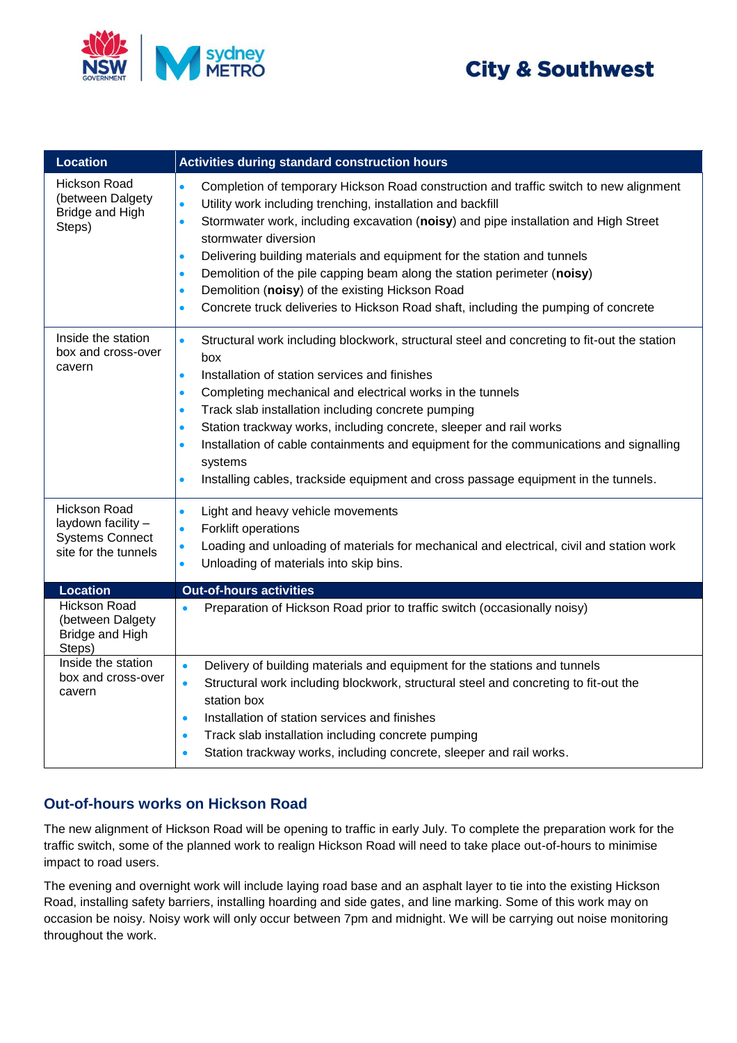| Location | Activities during standard construction hours |
|---|---|
| Hickson Road (between Dalgety Bridge and High Steps) | • Completion of temporary Hickson Road construction and traffic switch to new alignment<br>• Utility work including trenching, installation and backfill<br>• Stormwater work, including excavation (**noisy**) and pipe installation and High Street stormwater diversion<br>• Delivering building materials and equipment for the station and tunnels<br>• Demolition of the pile capping beam along the station perimeter (**noisy**)<br>• Demolition (**noisy**) of the existing Hickson Road<br>• Concrete truck deliveries to Hickson Road shaft, including the pumping of concrete |
| Inside the station box and cross-over cavern | • Structural work including blockwork, structural steel and concreting to fit-out the station box<br>• Installation of station services and finishes<br>• Completing mechanical and electrical works in the tunnels<br>• Track slab installation including concrete pumping<br>• Station trackway works, including concrete, sleeper and rail works<br>• Installation of cable containments and equipment for the communications and signalling systems<br>• Installing cables, trackside equipment and cross passage equipment in the tunnels. |
| Hickson Road laydown facility – Systems Connect site for the tunnels | • Light and heavy vehicle movements<br>• Forklift operations<br>• Loading and unloading of materials for mechanical and electrical, civil and station work<br>• Unloading of materials into skip bins. |
| **Location** | **Out-of-hours activities** |
| Hickson Road (between Dalgety Bridge and High Steps) | • Preparation of Hickson Road prior to traffic switch (occasionally noisy) |
| Inside the station box and cross-over cavern | • Delivery of building materials and equipment for the stations and tunnels<br>• Structural work including blockwork, structural steel and concreting to fit-out the station box<br>• Installation of station services and finishes<br>• Track slab installation including concrete pumping<br>• Station trackway works, including concrete, sleeper and rail works. |

## Out-of-hours works on Hickson Road

The new alignment of Hickson Road will be opening to traffic in early July. To complete the preparation work for the traffic switch, some of the planned work to realign Hickson Road will need to take place out-of-hours to minimise impact to road users.

The evening and overnight work will include laying road base and an asphalt layer to tie into the existing Hickson Road, installing safety barriers, installing hoarding and side gates, and line marking. Some of this work may on occasion be noisy. Noisy work will only occur between 7pm and midnight. We will be carrying out noise monitoring throughout the work.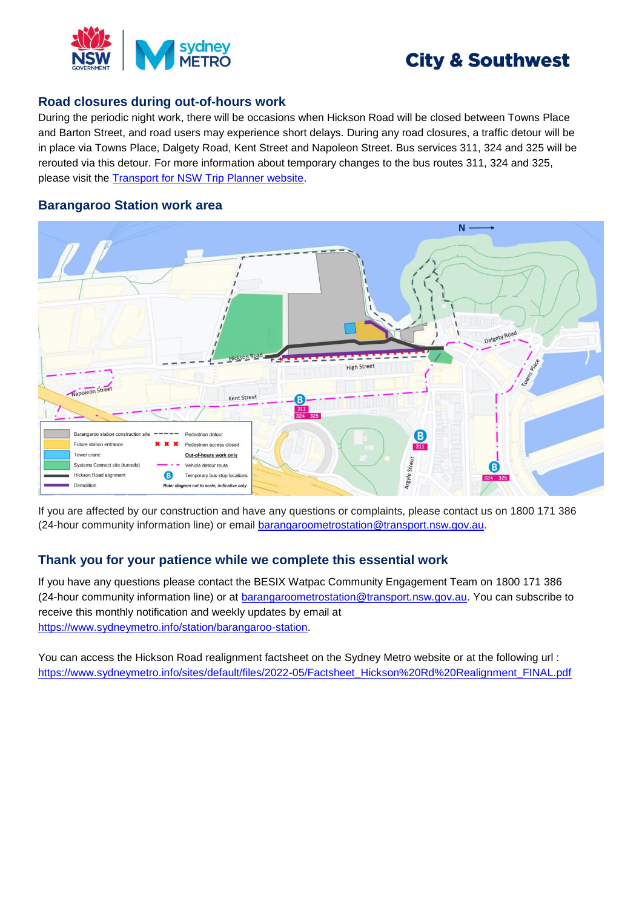City & Southwest

## Road closures during out-of-hours work

During the periodic night work, there will be occasions when Hickson Road will be closed between Towns Place and Barton Street, and road users may experience short delays. During any road closures, a traffic detour will be in place via Towns Place, Dalgety Road, Kent Street and Napoleon Street. Bus services 311, 324 and 325 will be rerouted via this detour. For more information about temporary changes to the bus routes 311, 324 and 325, please visit the Transport for NSW Trip Planner website.

## Barangaroo Station work area

N

Hickson Road
High Street
Dalgety Road
Towns Place
Napoleon Street
Kent Street
Argyle Street
311
324 325
311
324 325

Barangaroo station construction site
Future station entrance
Tower crane
Systems Connect site (tunnels)
Hickson Road alignment
Demolition
Pedestrian detour
Pedestrian access closed
Out-of-hours work only
Vehicle detour route
Temporary bus stop locations
Note: diagram not to scale, indicative only

If you are affected by our construction and have any questions or complaints, please contact us on 1800 171 386 (24-hour community information line) or email barangaroometrostation@transport.nsw.gov.au.

## Thank you for your patience while we complete this essential work

If you have any questions please contact the BESIX Watpac Community Engagement Team on 1800 171 386 (24-hour community information line) or at barangaroometrostation@transport.nsw.gov.au. You can subscribe to receive this monthly notification and weekly updates by email at https://www.sydneymetro.info/station/barangaroo-station.

You can access the Hickson Road realignment factsheet on the Sydney Metro website or at the following url : https://www.sydneymetro.info/sites/default/files/2022-05/Factsheet_Hickson%20Rd%20Realignment_FINAL.pdf